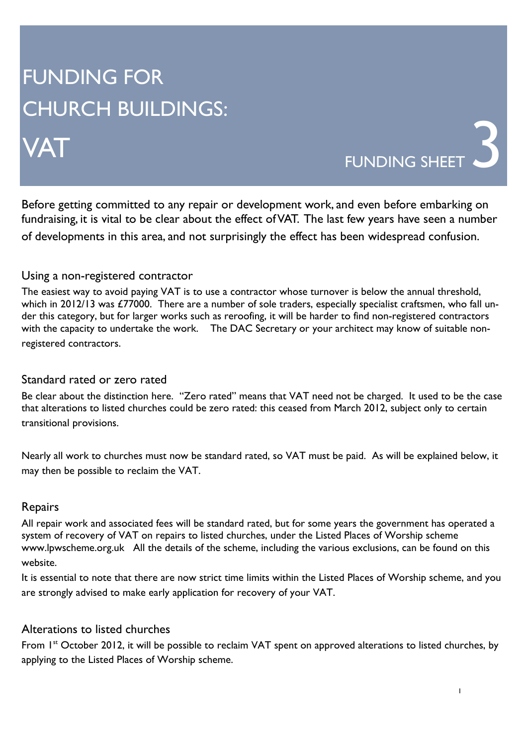# FUNDING FOR CHURCH BUILDINGS: VAT

FUNDING SHEET 3

Before getting committed to any repair or development work, and even before embarking on fundraising, it is vital to be clear about the effect of VAT. The last few years have seen a number of developments in this area, and not surprisingly the effect has been widespread confusion.

## Using a non-registered contractor

The easiest way to avoid paying VAT is to use a contractor whose turnover is below the annual threshold, which in 2012/13 was £77000. There are a number of sole traders, especially specialist craftsmen, who fall under this category, but for larger works such as reroofing, it will be harder to find non-registered contractors with the capacity to undertake the work. The DAC Secretary or your architect may know of suitable non-registered contractors.

## Standard rated or zero rated

Be clear about the distinction here. "Zero rated" means that VAT need not be charged. It used to be the case that alterations to listed churches could be zero rated: this ceased from March 2012, subject only to certain transitional provisions.

Nearly all work to churches must now be standard rated, so VAT must be paid. As will be explained below, it may then be possible to reclaim the VAT.

## Repairs

All repair work and associated fees will be standard rated, but for some years the government has operated a system of recovery of VAT on repairs to listed churches, under the Listed Places of Worship scheme www.lpwscheme.org.uk All the details of the scheme, including the various exclusions, can be found on this website.

It is essential to note that there are now strict time limits within the Listed Places of Worship scheme, and you are strongly advised to make early application for recovery of your VAT.

## Alterations to listed churches

From 1st October 2012, it will be possible to reclaim VAT spent on approved alterations to listed churches, by applying to the Listed Places of Worship scheme.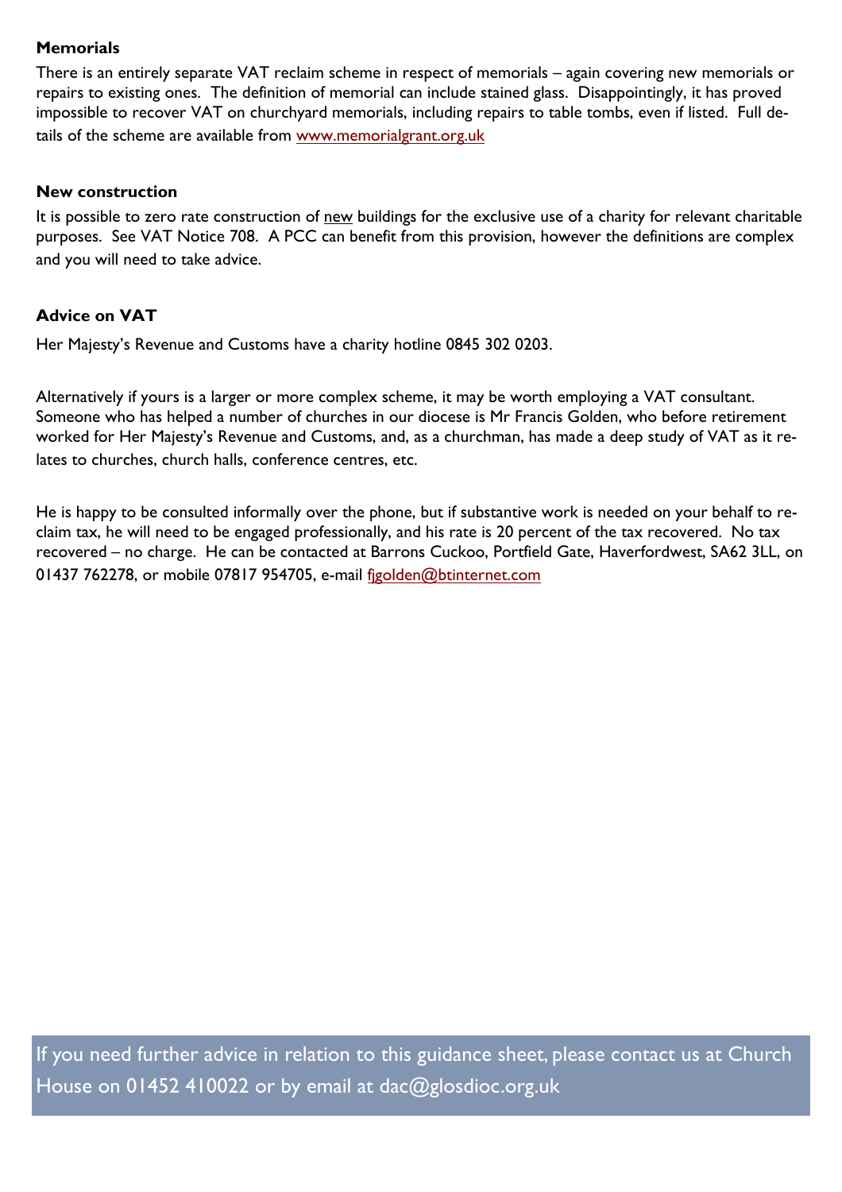**Memorials**

There is an entirely separate VAT reclaim scheme in respect of memorials – again covering new memorials or repairs to existing ones. The definition of memorial can include stained glass. Disappointingly, it has proved impossible to recover VAT on churchyard memorials, including repairs to table tombs, even if listed. Full details of the scheme are available from [www.memorialgrant.org.uk](http://www.memorialgrant.org.uk)

**New construction**

It is possible to zero rate construction of <u>new</u> buildings for the exclusive use of a charity for relevant charitable purposes. See VAT Notice 708. A PCC can benefit from this provision, however the definitions are complex and you will need to take advice.

**Advice on VAT**

Her Majesty's Revenue and Customs have a charity hotline 0845 302 0203.

Alternatively if yours is a larger or more complex scheme, it may be worth employing a VAT consultant. Someone who has helped a number of churches in our diocese is Mr Francis Golden, who before retirement worked for Her Majesty's Revenue and Customs, and, as a churchman, has made a deep study of VAT as it relates to churches, church halls, conference centres, etc.

He is happy to be consulted informally over the phone, but if substantive work is needed on your behalf to reclaim tax, he will need to be engaged professionally, and his rate is 20 percent of the tax recovered. No tax recovered – no charge. He can be contacted at Barrons Cuckoo, Portfield Gate, Haverfordwest, SA62 3LL, on 01437 762278, or mobile 07817 954705, e-mail [fjgolden@btinternet.com](mailto:fjgolden@btinternet.com)

If you need further advice in relation to this guidance sheet, please contact us at Church House on 01452 410022 or by email at dac@glosdioc.org.uk